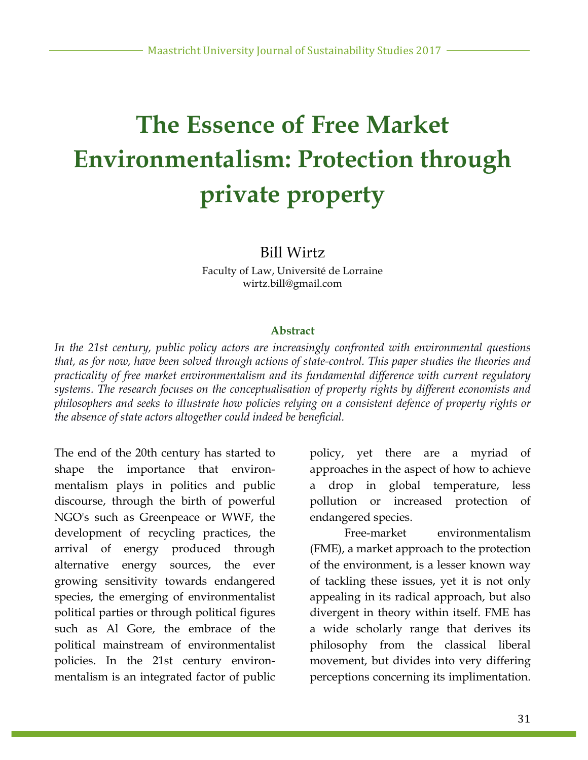# The Essence of Free Market Environmentalism: Protection through private property

Bill Wirtz

Faculty of Law, Université de Lorraine
wirtz.bill@gmail.com

### Abstract

*In the 21st century, public policy actors are increasingly confronted with environmental questions that, as for now, have been solved through actions of state-control. This paper studies the theories and practicality of free market environmentalism and its fundamental difference with current regulatory systems. The research focuses on the conceptualisation of property rights by different economists and philosophers and seeks to illustrate how policies relying on a consistent defence of property rights or the absence of state actors altogether could indeed be beneficial.*

The end of the 20th century has started to shape the importance that environmentalism plays in politics and public discourse, through the birth of powerful NGO's such as Greenpeace or WWF, the development of recycling practices, the arrival of energy produced through alternative energy sources, the ever growing sensitivity towards endangered species, the emerging of environmentalist political parties or through political figures such as Al Gore, the embrace of the political mainstream of environmentalist policies. In the 21st century environmentalism is an integrated factor of public policy, yet there are a myriad of approaches in the aspect of how to achieve a drop in global temperature, less pollution or increased protection of endangered species.

Free-market environmentalism (FME), a market approach to the protection of the environment, is a lesser known way of tackling these issues, yet it is not only appealing in its radical approach, but also divergent in theory within itself. FME has a wide scholarly range that derives its philosophy from the classical liberal movement, but divides into very differing perceptions concerning its implimentation.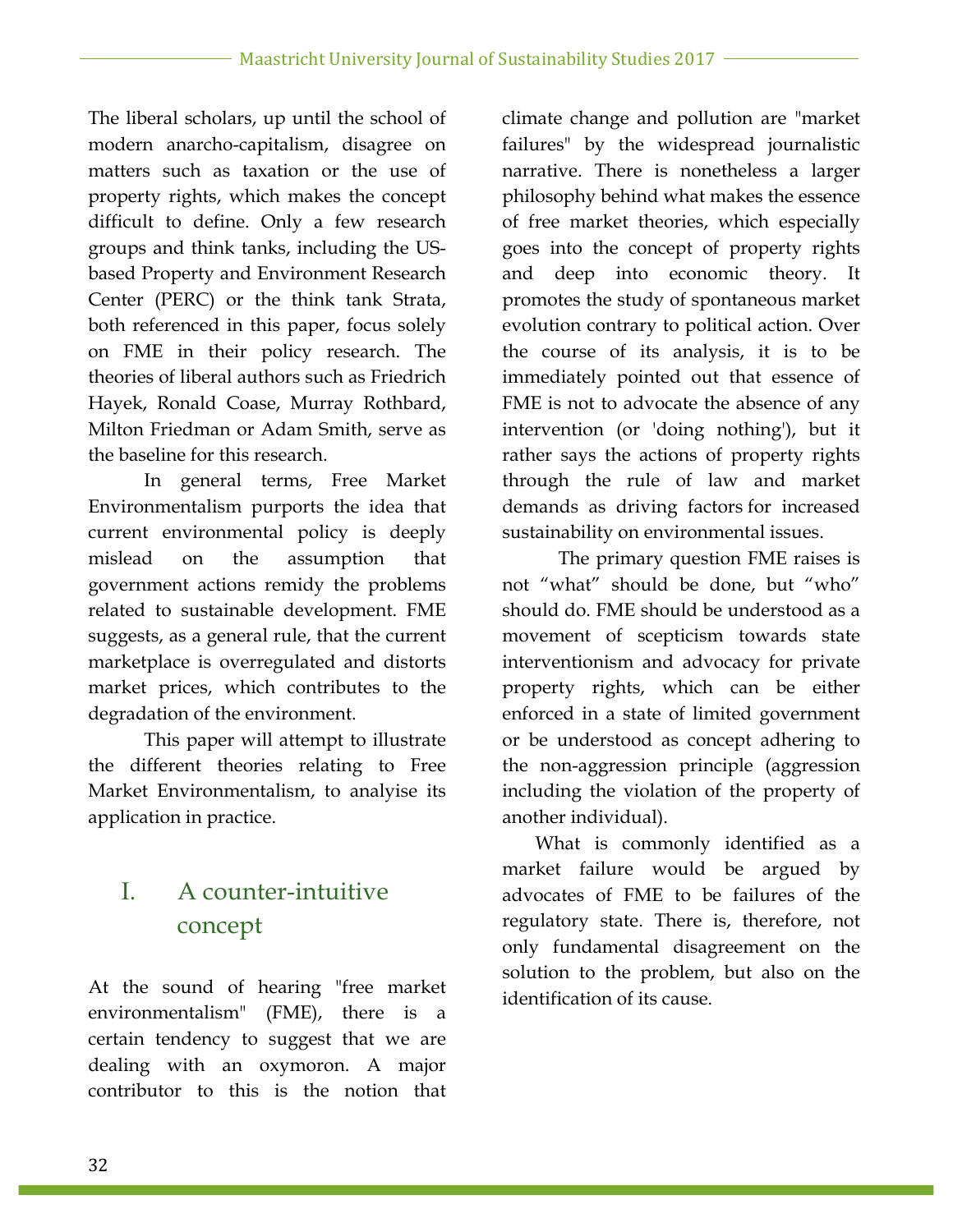The liberal scholars, up until the school of modern anarcho-capitalism, disagree on matters such as taxation or the use of property rights, which makes the concept difficult to define. Only a few research groups and think tanks, including the US-based Property and Environment Research Center (PERC) or the think tank Strata, both referenced in this paper, focus solely on FME in their policy research. The theories of liberal authors such as Friedrich Hayek, Ronald Coase, Murray Rothbard, Milton Friedman or Adam Smith, serve as the baseline for this research.

In general terms, Free Market Environmentalism purports the idea that current environmental policy is deeply mislead on the assumption that government actions remidy the problems related to sustainable development. FME suggests, as a general rule, that the current marketplace is overregulated and distorts market prices, which contributes to the degradation of the environment.

This paper will attempt to illustrate the different theories relating to Free Market Environmentalism, to analyise its application in practice.

## I. A counter-intuitive concept

At the sound of hearing "free market environmentalism" (FME), there is a certain tendency to suggest that we are dealing with an oxymoron. A major contributor to this is the notion that climate change and pollution are "market failures" by the widespread journalistic narrative. There is nonetheless a larger philosophy behind what makes the essence of free market theories, which especially goes into the concept of property rights and deep into economic theory. It promotes the study of spontaneous market evolution contrary to political action. Over the course of its analysis, it is to be immediately pointed out that essence of FME is not to advocate the absence of any intervention (or 'doing nothing'), but it rather says the actions of property rights through the rule of law and market demands as driving factors for increased sustainability on environmental issues.

The primary question FME raises is not "what" should be done, but "who" should do. FME should be understood as a movement of scepticism towards state interventionism and advocacy for private property rights, which can be either enforced in a state of limited government or be understood as concept adhering to the non-aggression principle (aggression including the violation of the property of another individual).

What is commonly identified as a market failure would be argued by advocates of FME to be failures of the regulatory state. There is, therefore, not only fundamental disagreement on the solution to the problem, but also on the identification of its cause.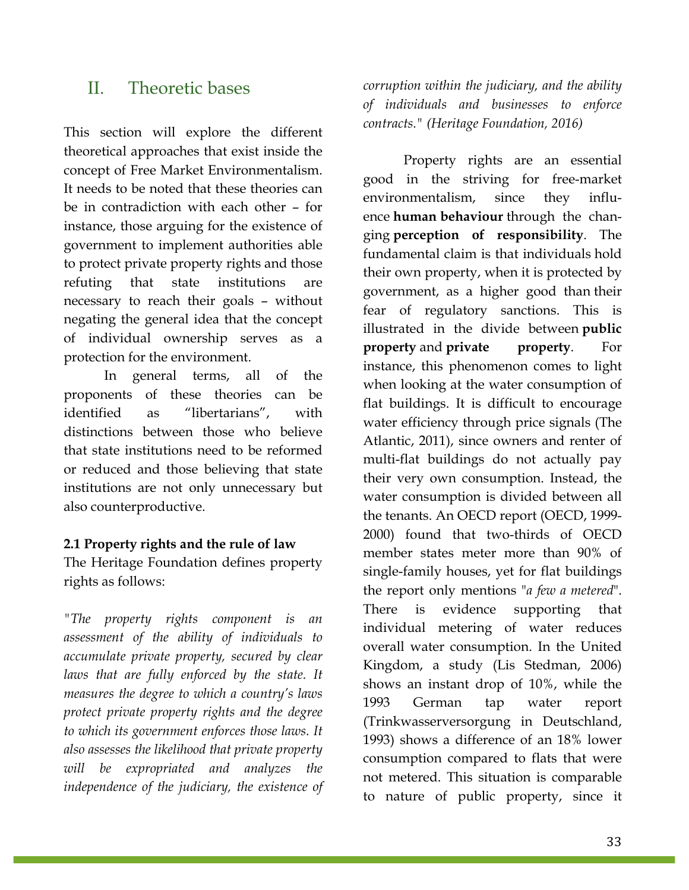## II. Theoretic bases

This section will explore the different theoretical approaches that exist inside the concept of Free Market Environmentalism. It needs to be noted that these theories can be in contradiction with each other – for instance, those arguing for the existence of government to implement authorities able to protect private property rights and those refuting that state institutions are necessary to reach their goals – without negating the general idea that the concept of individual ownership serves as a protection for the environment.

In general terms, all of the proponents of these theories can be identified as "libertarians", with distinctions between those who believe that state institutions need to be reformed or reduced and those believing that state institutions are not only unnecessary but also counterproductive.

**2.1 Property rights and the rule of law**

The Heritage Foundation defines property rights as follows:

*"The property rights component is an assessment of the ability of individuals to accumulate private property, secured by clear laws that are fully enforced by the state. It measures the degree to which a country's laws protect private property rights and the degree to which its government enforces those laws. It also assesses the likelihood that private property will be expropriated and analyzes the independence of the judiciary, the existence of corruption within the judiciary, and the ability of individuals and businesses to enforce contracts." (Heritage Foundation, 2016)*

Property rights are an essential good in the striving for free-market environmentalism, since they influence **human behaviour** through the changing **perception of responsibility**. The fundamental claim is that individuals hold their own property, when it is protected by government, as a higher good than their fear of regulatory sanctions. This is illustrated in the divide between **public property** and **private property**. For instance, this phenomenon comes to light when looking at the water consumption of flat buildings. It is difficult to encourage water efficiency through price signals (The Atlantic, 2011), since owners and renter of multi-flat buildings do not actually pay their very own consumption. Instead, the water consumption is divided between all the tenants. An OECD report (OECD, 1999-2000) found that two-thirds of OECD member states meter more than 90% of single-family houses, yet for flat buildings the report only mentions "*a few a metered*". There is evidence supporting that individual metering of water reduces overall water consumption. In the United Kingdom, a study (Lis Stedman, 2006) shows an instant drop of 10%, while the 1993 German tap water report (Trinkwasserversorgung in Deutschland, 1993) shows a difference of an 18% lower consumption compared to flats that were not metered. This situation is comparable to nature of public property, since it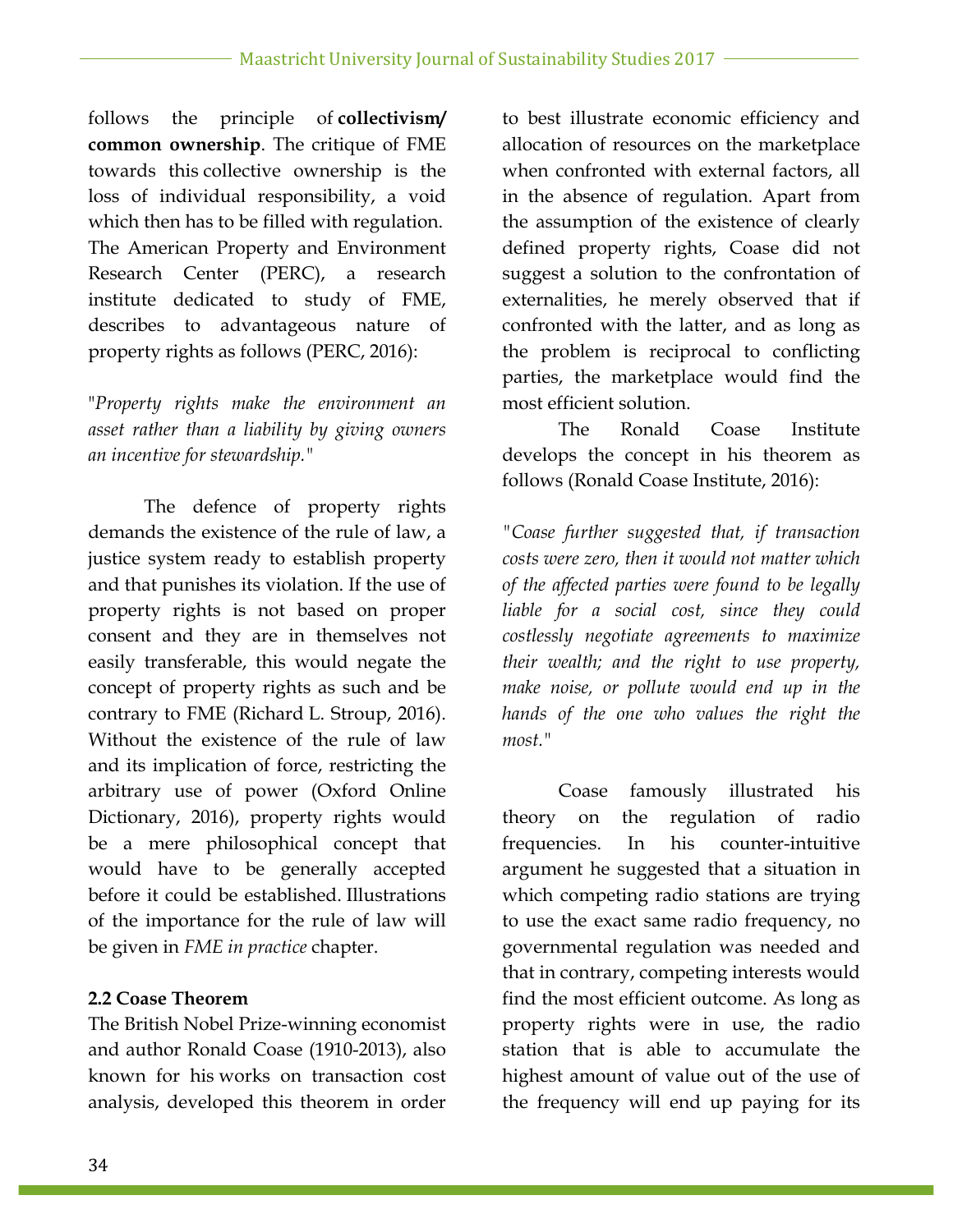follows the principle of **collectivism/ common ownership**. The critique of FME towards this collective ownership is the loss of individual responsibility, a void which then has to be filled with regulation. The American Property and Environment Research Center (PERC), a research institute dedicated to study of FME, describes to advantageous nature of property rights as follows (PERC, 2016):

*"Property rights make the environment an asset rather than a liability by giving owners an incentive for stewardship."*

The defence of property rights demands the existence of the rule of law, a justice system ready to establish property and that punishes its violation. If the use of property rights is not based on proper consent and they are in themselves not easily transferable, this would negate the concept of property rights as such and be contrary to FME (Richard L. Stroup, 2016). Without the existence of the rule of law and its implication of force, restricting the arbitrary use of power (Oxford Online Dictionary, 2016), property rights would be a mere philosophical concept that would have to be generally accepted before it could be established. Illustrations of the importance for the rule of law will be given in *FME in practice* chapter.

### 2.2 Coase Theorem

The British Nobel Prize-winning economist and author Ronald Coase (1910-2013), also known for his works on transaction cost analysis, developed this theorem in order to best illustrate economic efficiency and allocation of resources on the marketplace when confronted with external factors, all in the absence of regulation. Apart from the assumption of the existence of clearly defined property rights, Coase did not suggest a solution to the confrontation of externalities, he merely observed that if confronted with the latter, and as long as the problem is reciprocal to conflicting parties, the marketplace would find the most efficient solution.

The Ronald Coase Institute develops the concept in his theorem as follows (Ronald Coase Institute, 2016):

*"Coase further suggested that, if transaction costs were zero, then it would not matter which of the affected parties were found to be legally liable for a social cost, since they could costlessly negotiate agreements to maximize their wealth; and the right to use property, make noise, or pollute would end up in the hands of the one who values the right the most."*

Coase famously illustrated his theory on the regulation of radio frequencies. In his counter-intuitive argument he suggested that a situation in which competing radio stations are trying to use the exact same radio frequency, no governmental regulation was needed and that in contrary, competing interests would find the most efficient outcome. As long as property rights were in use, the radio station that is able to accumulate the highest amount of value out of the use of the frequency will end up paying for its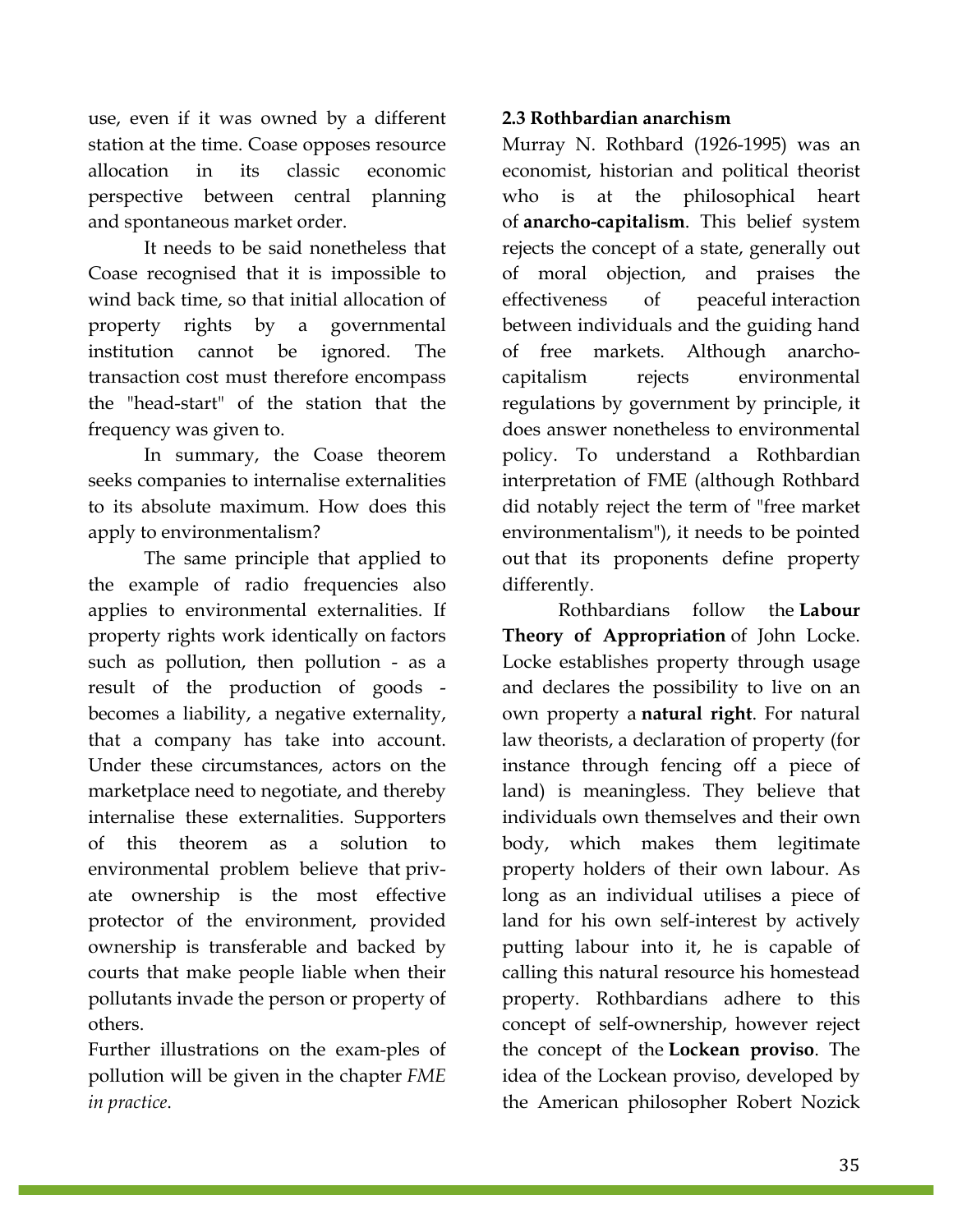use, even if it was owned by a different station at the time. Coase opposes resource allocation in its classic economic perspective between central planning and spontaneous market order.

It needs to be said nonetheless that Coase recognised that it is impossible to wind back time, so that initial allocation of property rights by a governmental institution cannot be ignored. The transaction cost must therefore encompass the "head-start" of the station that the frequency was given to.

In summary, the Coase theorem seeks companies to internalise externalities to its absolute maximum. How does this apply to environmentalism?

The same principle that applied to the example of radio frequencies also applies to environmental externalities. If property rights work identically on factors such as pollution, then pollution - as a result of the production of goods - becomes a liability, a negative externality, that a company has take into account. Under these circumstances, actors on the marketplace need to negotiate, and thereby internalise these externalities. Supporters of this theorem as a solution to environmental problem believe that private ownership is the most effective protector of the environment, provided ownership is transferable and backed by courts that make people liable when their pollutants invade the person or property of others.

Further illustrations on the examples of pollution will be given in the chapter *FME in practice*.

### 2.3 Rothbardian anarchism

Murray N. Rothbard (1926-1995) was an economist, historian and political theorist who is at the philosophical heart of **anarcho-capitalism**. This belief system rejects the concept of a state, generally out of moral objection, and praises the effectiveness of peaceful interaction between individuals and the guiding hand of free markets. Although anarcho-capitalism rejects environmental regulations by government by principle, it does answer nonetheless to environmental policy. To understand a Rothbardian interpretation of FME (although Rothbard did notably reject the term of "free market environmentalism"), it needs to be pointed out that its proponents define property differently.

Rothbardians follow the **Labour Theory of Appropriation** of John Locke. Locke establishes property through usage and declares the possibility to live on an own property a **natural right**. For natural law theorists, a declaration of property (for instance through fencing off a piece of land) is meaningless. They believe that individuals own themselves and their own body, which makes them legitimate property holders of their own labour. As long as an individual utilises a piece of land for his own self-interest by actively putting labour into it, he is capable of calling this natural resource his homestead property. Rothbardians adhere to this concept of self-ownership, however reject the concept of the **Lockean proviso**. The idea of the Lockean proviso, developed by the American philosopher Robert Nozick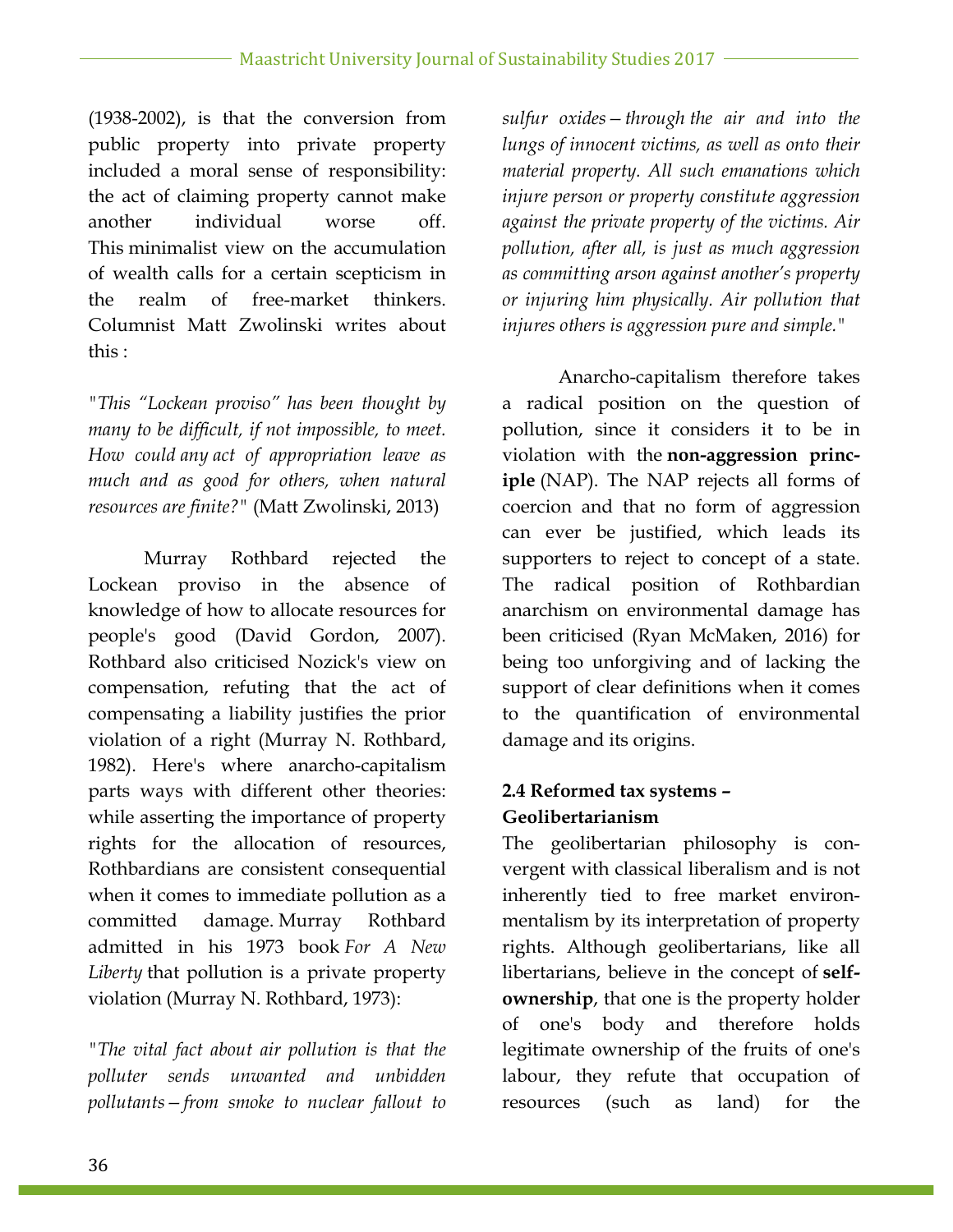(1938-2002), is that the conversion from public property into private property included a moral sense of responsibility: the act of claiming property cannot make another individual worse off. This minimalist view on the accumulation of wealth calls for a certain scepticism in the realm of free-market thinkers. Columnist Matt Zwolinski writes about this :

"*This "Lockean proviso" has been thought by many to be difficult, if not impossible, to meet. How could any act of appropriation leave as much and as good for others, when natural resources are finite?*" (Matt Zwolinski, 2013)

Murray Rothbard rejected the Lockean proviso in the absence of knowledge of how to allocate resources for people's good (David Gordon, 2007). Rothbard also criticised Nozick's view on compensation, refuting that the act of compensating a liability justifies the prior violation of a right (Murray N. Rothbard, 1982). Here's where anarcho-capitalism parts ways with different other theories: while asserting the importance of property rights for the allocation of resources, Rothbardians are consistent consequential when it comes to immediate pollution as a committed damage. Murray Rothbard admitted in his 1973 book *For A New Liberty* that pollution is a private property violation (Murray N. Rothbard, 1973):

"*The vital fact about air pollution is that the polluter sends unwanted and unbidden pollutants—from smoke to nuclear fallout to sulfur oxides—through the air and into the lungs of innocent victims, as well as onto their material property. All such emanations which injure person or property constitute aggression against the private property of the victims. Air pollution, after all, is just as much aggression as committing arson against another's property or injuring him physically. Air pollution that injures others is aggression pure and simple.*"

Anarcho-capitalism therefore takes a radical position on the question of pollution, since it considers it to be in violation with the **non-aggression principle** (NAP). The NAP rejects all forms of coercion and that no form of aggression can ever be justified, which leads its supporters to reject to concept of a state. The radical position of Rothbardian anarchism on environmental damage has been criticised (Ryan McMaken, 2016) for being too unforgiving and of lacking the support of clear definitions when it comes to the quantification of environmental damage and its origins.

### 2.4 Reformed tax systems – Geolibertarianism

The geolibertarian philosophy is convergent with classical liberalism and is not inherently tied to free market environmentalism by its interpretation of property rights. Although geolibertarians, like all libertarians, believe in the concept of **self-ownership**, that one is the property holder of one's body and therefore holds legitimate ownership of the fruits of one's labour, they refute that occupation of resources (such as land) for the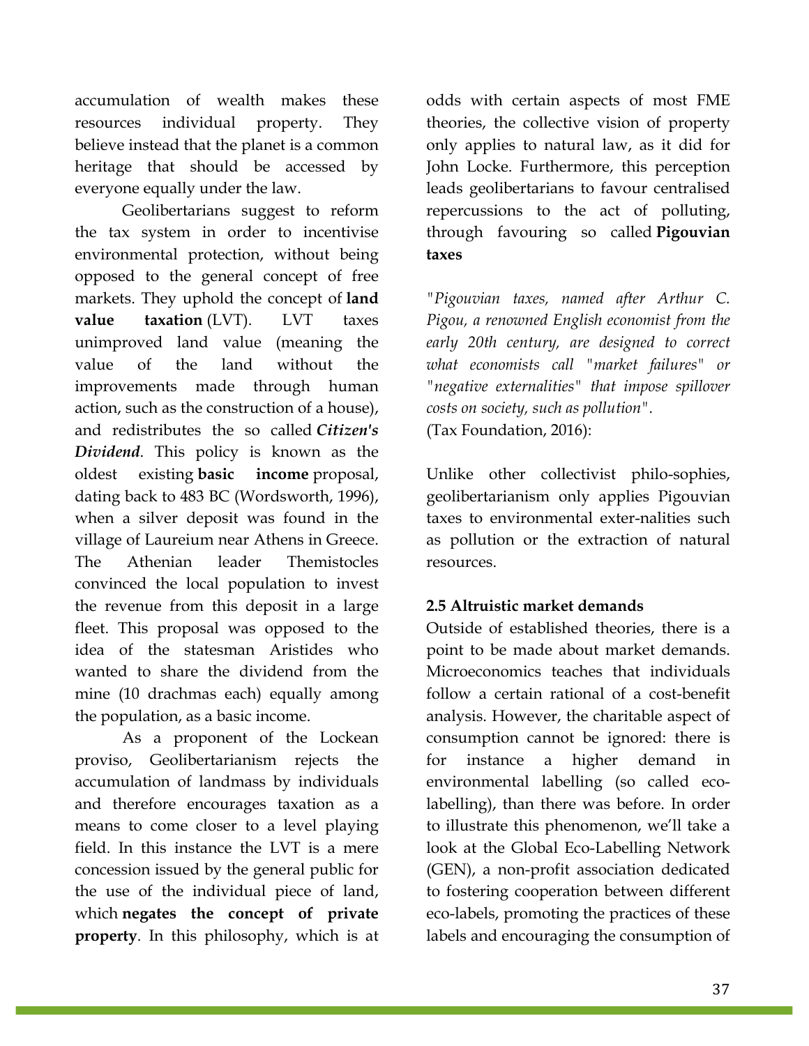accumulation of wealth makes these resources individual property. They believe instead that the planet is a common heritage that should be accessed by everyone equally under the law.

Geolibertarians suggest to reform the tax system in order to incentivise environmental protection, without being opposed to the general concept of free markets. They uphold the concept of **land value taxation** (LVT). LVT taxes unimproved land value (meaning the value of the land without the improvements made through human action, such as the construction of a house), and redistributes the so called ***Citizen's Dividend***. This policy is known as the oldest existing **basic income** proposal, dating back to 483 BC (Wordsworth, 1996), when a silver deposit was found in the village of Laureium near Athens in Greece. The Athenian leader Themistocles convinced the local population to invest the revenue from this deposit in a large fleet. This proposal was opposed to the idea of the statesman Aristides who wanted to share the dividend from the mine (10 drachmas each) equally among the population, as a basic income.

As a proponent of the Lockean proviso, Geolibertarianism rejects the accumulation of landmass by individuals and therefore encourages taxation as a means to come closer to a level playing field. In this instance the LVT is a mere concession issued by the general public for the use of the individual piece of land, which **negates the concept of private property**. In this philosophy, which is at odds with certain aspects of most FME theories, the collective vision of property only applies to natural law, as it did for John Locke. Furthermore, this perception leads geolibertarians to favour centralised repercussions to the act of polluting, through favouring so called **Pigouvian taxes**

*"Pigouvian taxes, named after Arthur C. Pigou, a renowned English economist from the early 20th century, are designed to correct what economists call "market failures" or "negative externalities" that impose spillover costs on society, such as pollution".*
(Tax Foundation, 2016):

Unlike other collectivist philo-sophies, geolibertarianism only applies Pigouvian taxes to environmental exter-nalities such as pollution or the extraction of natural resources.

### 2.5 Altruistic market demands

Outside of established theories, there is a point to be made about market demands. Microeconomics teaches that individuals follow a certain rational of a cost-benefit analysis. However, the charitable aspect of consumption cannot be ignored: there is for instance a higher demand in environmental labelling (so called eco-labelling), than there was before. In order to illustrate this phenomenon, we'll take a look at the Global Eco-Labelling Network (GEN), a non-profit association dedicated to fostering cooperation between different eco-labels, promoting the practices of these labels and encouraging the consumption of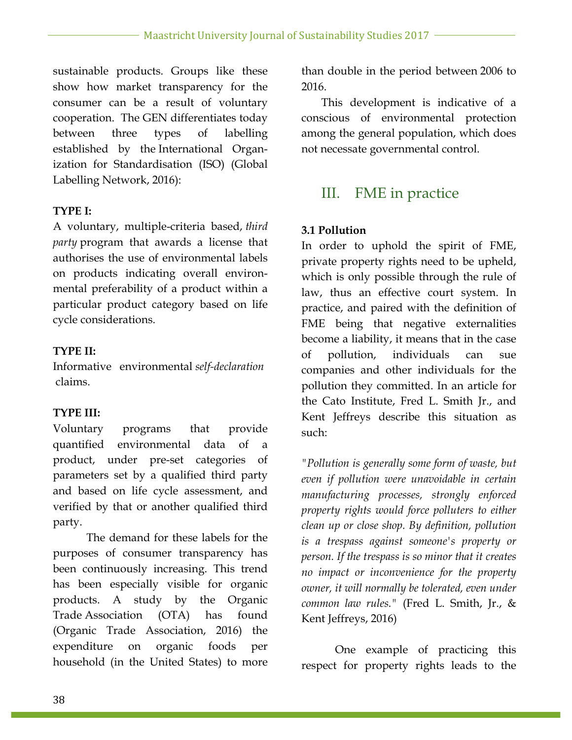sustainable products. Groups like these show how market transparency for the consumer can be a result of voluntary cooperation. The GEN differentiates today between three types of labelling established by the International Organization for Standardisation (ISO) (Global Labelling Network, 2016):

**TYPE I:**
A voluntary, multiple-criteria based, *third party* program that awards a license that authorises the use of environmental labels on products indicating overall environmental preferability of a product within a particular product category based on life cycle considerations.

**TYPE II:**
Informative environmental *self-declaration* claims.

**TYPE III:**
Voluntary programs that provide quantified environmental data of a product, under pre-set categories of parameters set by a qualified third party and based on life cycle assessment, and verified by that or another qualified third party.

The demand for these labels for the purposes of consumer transparency has been continuously increasing. This trend has been especially visible for organic products. A study by the Organic Trade Association (OTA) has found (Organic Trade Association, 2016) the expenditure on organic foods per household (in the United States) to more than double in the period between 2006 to 2016.

This development is indicative of a conscious of environmental protection among the general population, which does not necessate governmental control.

## III. FME in practice

**3.1 Pollution**

In order to uphold the spirit of FME, private property rights need to be upheld, which is only possible through the rule of law, thus an effective court system. In practice, and paired with the definition of FME being that negative externalities become a liability, it means that in the case of pollution, individuals can sue companies and other individuals for the pollution they committed. In an article for the Cato Institute, Fred L. Smith Jr., and Kent Jeffreys describe this situation as such:

*"Pollution is generally some form of waste, but even if pollution were unavoidable in certain manufacturing processes, strongly enforced property rights would force polluters to either clean up or close shop. By definition, pollution is a trespass against someone's property or person. If the trespass is so minor that it creates no impact or inconvenience for the property owner, it will normally be tolerated, even under common law rules."* (Fred L. Smith, Jr., & Kent Jeffreys, 2016)

One example of practicing this respect for property rights leads to the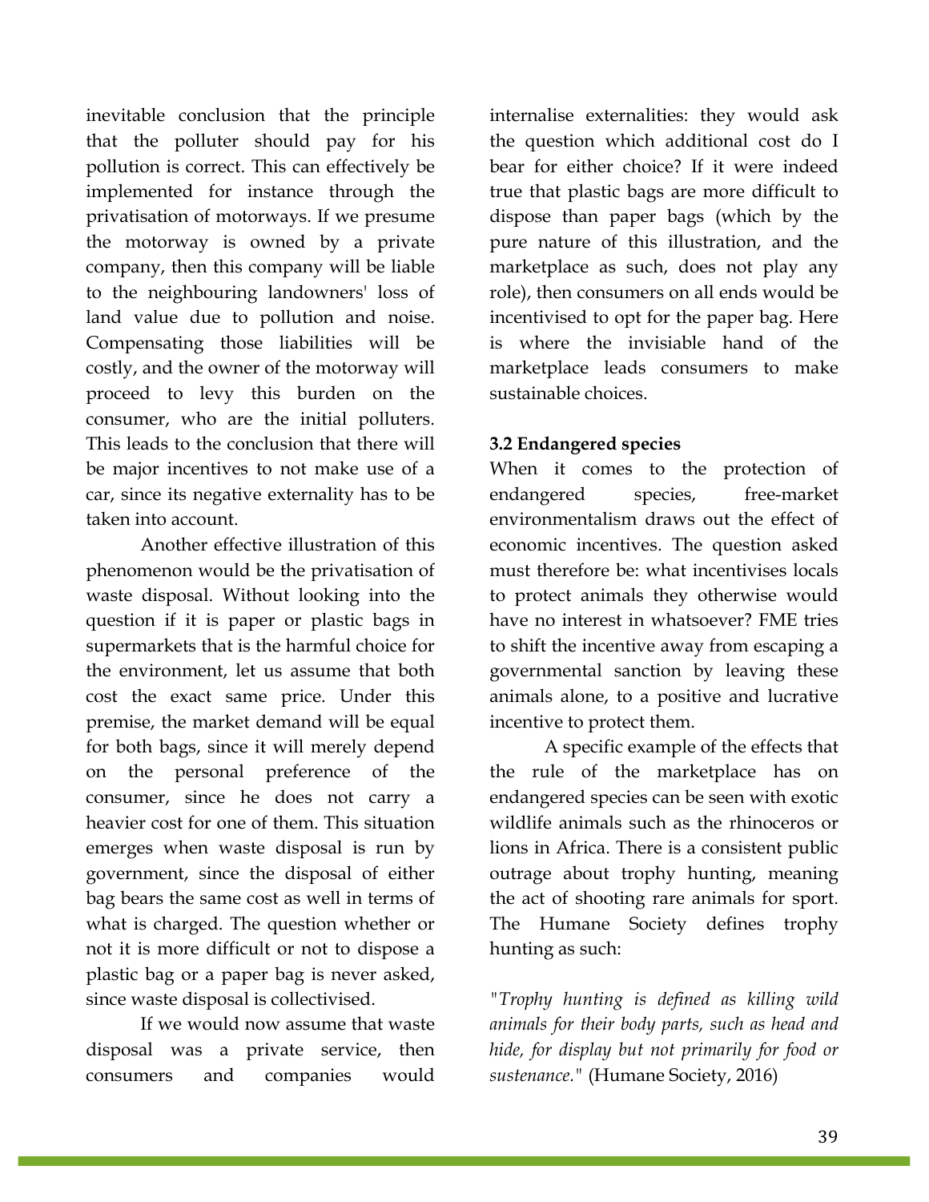inevitable conclusion that the principle that the polluter should pay for his pollution is correct. This can effectively be implemented for instance through the privatisation of motorways. If we presume the motorway is owned by a private company, then this company will be liable to the neighbouring landowners' loss of land value due to pollution and noise. Compensating those liabilities will be costly, and the owner of the motorway will proceed to levy this burden on the consumer, who are the initial polluters. This leads to the conclusion that there will be major incentives to not make use of a car, since its negative externality has to be taken into account.

Another effective illustration of this phenomenon would be the privatisation of waste disposal. Without looking into the question if it is paper or plastic bags in supermarkets that is the harmful choice for the environment, let us assume that both cost the exact same price. Under this premise, the market demand will be equal for both bags, since it will merely depend on the personal preference of the consumer, since he does not carry a heavier cost for one of them. This situation emerges when waste disposal is run by government, since the disposal of either bag bears the same cost as well in terms of what is charged. The question whether or not it is more difficult or not to dispose a plastic bag or a paper bag is never asked, since waste disposal is collectivised.

If we would now assume that waste disposal was a private service, then consumers and companies would internalise externalities: they would ask the question which additional cost do I bear for either choice? If it were indeed true that plastic bags are more difficult to dispose than paper bags (which by the pure nature of this illustration, and the marketplace as such, does not play any role), then consumers on all ends would be incentivised to opt for the paper bag. Here is where the invisiable hand of the marketplace leads consumers to make sustainable choices.

### 3.2 Endangered species

When it comes to the protection of endangered species, free-market environmentalism draws out the effect of economic incentives. The question asked must therefore be: what incentivises locals to protect animals they otherwise would have no interest in whatsoever? FME tries to shift the incentive away from escaping a governmental sanction by leaving these animals alone, to a positive and lucrative incentive to protect them.

A specific example of the effects that the rule of the marketplace has on endangered species can be seen with exotic wildlife animals such as the rhinoceros or lions in Africa. There is a consistent public outrage about trophy hunting, meaning the act of shooting rare animals for sport. The Humane Society defines trophy hunting as such:

*"Trophy hunting is defined as killing wild animals for their body parts, such as head and hide, for display but not primarily for food or sustenance."* (Humane Society, 2016)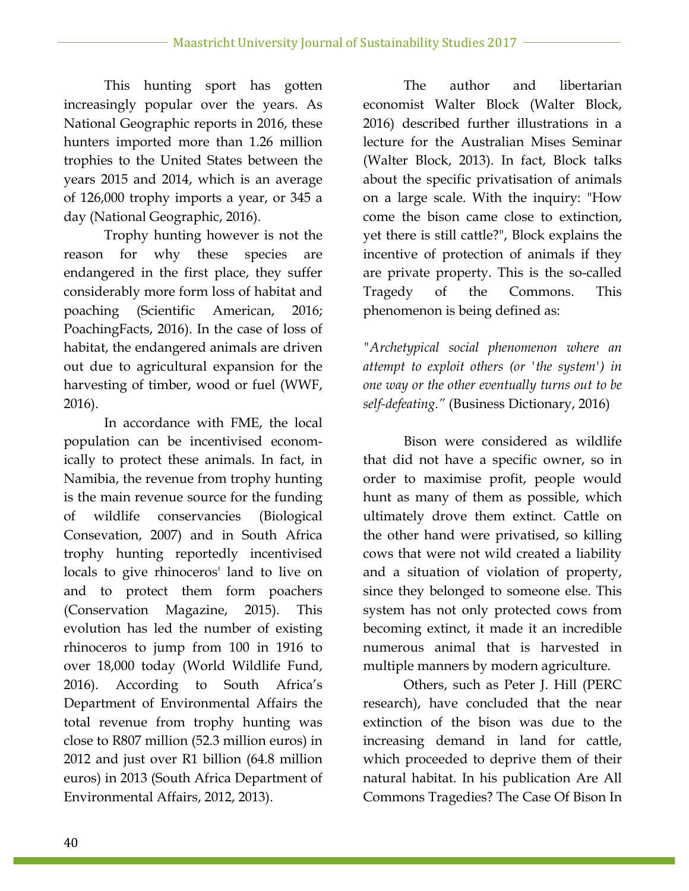This hunting sport has gotten increasingly popular over the years. As National Geographic reports in 2016, these hunters imported more than 1.26 million trophies to the United States between the years 2015 and 2014, which is an average of 126,000 trophy imports a year, or 345 a day (National Geographic, 2016).

Trophy hunting however is not the reason for why these species are endangered in the first place, they suffer considerably more form loss of habitat and poaching (Scientific American, 2016; PoachingFacts, 2016). In the case of loss of habitat, the endangered animals are driven out due to agricultural expansion for the harvesting of timber, wood or fuel (WWF, 2016).

In accordance with FME, the local population can be incentivised economically to protect these animals. In fact, in Namibia, the revenue from trophy hunting is the main revenue source for the funding of wildlife conservancies (Biological Consevation, 2007) and in South Africa trophy hunting reportedly incentivised locals to give rhinoceros' land to live on and to protect them form poachers (Conservation Magazine, 2015). This evolution has led the number of existing rhinoceros to jump from 100 in 1916 to over 18,000 today (World Wildlife Fund, 2016). According to South Africa's Department of Environmental Affairs the total revenue from trophy hunting was close to R807 million (52.3 million euros) in 2012 and just over R1 billion (64.8 million euros) in 2013 (South Africa Department of Environmental Affairs, 2012, 2013).

The author and libertarian economist Walter Block (Walter Block, 2016) described further illustrations in a lecture for the Australian Mises Seminar (Walter Block, 2013). In fact, Block talks about the specific privatisation of animals on a large scale. With the inquiry: "How come the bison came close to extinction, yet there is still cattle?", Block explains the incentive of protection of animals if they are private property. This is the so-called Tragedy of the Commons. This phenomenon is being defined as:

*"Archetypical social phenomenon where an attempt to exploit others (or 'the system') in one way or the other eventually turns out to be self-defeating."* (Business Dictionary, 2016)

Bison were considered as wildlife that did not have a specific owner, so in order to maximise profit, people would hunt as many of them as possible, which ultimately drove them extinct. Cattle on the other hand were privatised, so killing cows that were not wild created a liability and a situation of violation of property, since they belonged to someone else. This system has not only protected cows from becoming extinct, it made it an incredible numerous animal that is harvested in multiple manners by modern agriculture.

Others, such as Peter J. Hill (PERC research), have concluded that the near extinction of the bison was due to the increasing demand in land for cattle, which proceeded to deprive them of their natural habitat. In his publication Are All Commons Tragedies? The Case Of Bison In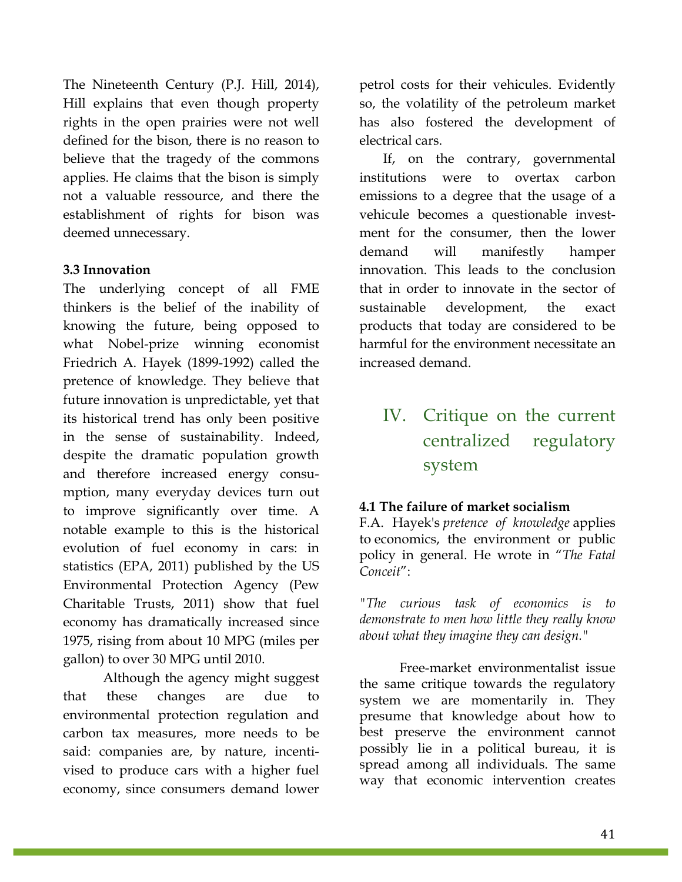The Nineteenth Century (P.J. Hill, 2014), Hill explains that even though property rights in the open prairies were not well defined for the bison, there is no reason to believe that the tragedy of the commons applies. He claims that the bison is simply not a valuable ressource, and there the establishment of rights for bison was deemed unnecessary.

### 3.3 Innovation

The underlying concept of all FME thinkers is the belief of the inability of knowing the future, being opposed to what Nobel-prize winning economist Friedrich A. Hayek (1899-1992) called the pretence of knowledge. They believe that future innovation is unpredictable, yet that its historical trend has only been positive in the sense of sustainability. Indeed, despite the dramatic population growth and therefore increased energy consumption, many everyday devices turn out to improve significantly over time. A notable example to this is the historical evolution of fuel economy in cars: in statistics (EPA, 2011) published by the US Environmental Protection Agency (Pew Charitable Trusts, 2011) show that fuel economy has dramatically increased since 1975, rising from about 10 MPG (miles per gallon) to over 30 MPG until 2010.

Although the agency might suggest that these changes are due to environmental protection regulation and carbon tax measures, more needs to be said: companies are, by nature, incentivised to produce cars with a higher fuel economy, since consumers demand lower petrol costs for their vehicles. Evidently so, the volatility of the petroleum market has also fostered the development of electrical cars.

If, on the contrary, governmental institutions were to overtax carbon emissions to a degree that the usage of a vehicule becomes a questionable investment for the consumer, then the lower demand will manifestly hamper innovation. This leads to the conclusion that in order to innovate in the sector of sustainable development, the exact products that today are considered to be harmful for the environment necessitate an increased demand.

## IV. Critique on the current centralized regulatory system

### 4.1 The failure of market socialism

F.A. Hayek's *pretence of knowledge* applies to economics, the environment or public policy in general. He wrote in "*The Fatal Conceit*":

*"The curious task of economics is to demonstrate to men how little they really know about what they imagine they can design."*

Free-market environmentalist issue the same critique towards the regulatory system we are momentarily in. They presume that knowledge about how to best preserve the environment cannot possibly lie in a political bureau, it is spread among all individuals. The same way that economic intervention creates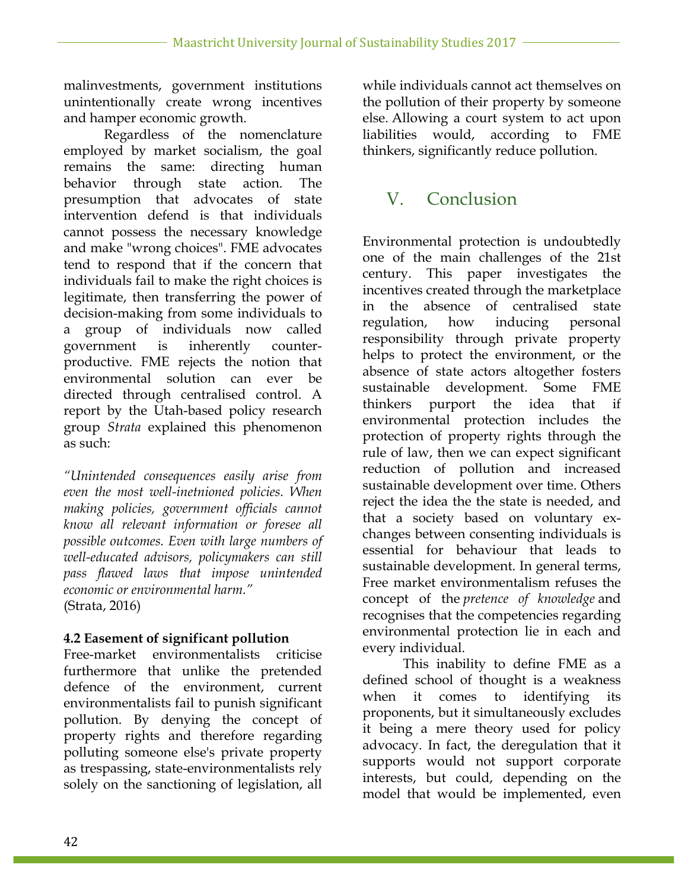malinvestments, government institutions unintentionally create wrong incentives and hamper economic growth.

Regardless of the nomenclature employed by market socialism, the goal remains the same: directing human behavior through state action. The presumption that advocates of state intervention defend is that individuals cannot possess the necessary knowledge and make "wrong choices". FME advocates tend to respond that if the concern that individuals fail to make the right choices is legitimate, then transferring the power of decision-making from some individuals to a group of individuals now called government is inherently counter-productive. FME rejects the notion that environmental solution can ever be directed through centralised control. A report by the Utah-based policy research group *Strata* explained this phenomenon as such:

*"Unintended consequences easily arise from even the most well-inetnioned policies. When making policies, government officials cannot know all relevant information or foresee all possible outcomes. Even with large numbers of well-educated advisors, policymakers can still pass flawed laws that impose unintended economic or environmental harm."*
(Strata, 2016)

**4.2 Easement of significant pollution**

Free-market environmentalists criticise furthermore that unlike the pretended defence of the environment, current environmentalists fail to punish significant pollution. By denying the concept of property rights and therefore regarding polluting someone else's private property as trespassing, state-environmentalists rely solely on the sanctioning of legislation, all while individuals cannot act themselves on the pollution of their property by someone else. Allowing a court system to act upon liabilities would, according to FME thinkers, significantly reduce pollution.

## V. Conclusion

Environmental protection is undoubtedly one of the main challenges of the 21st century. This paper investigates the incentives created through the marketplace in the absence of centralised state regulation, how inducing personal responsibility through private property helps to protect the environment, or the absence of state actors altogether fosters sustainable development. Some FME thinkers purport the idea that if environmental protection includes the protection of property rights through the rule of law, then we can expect significant reduction of pollution and increased sustainable development over time. Others reject the idea the the state is needed, and that a society based on voluntary exchanges between consenting individuals is essential for behaviour that leads to sustainable development. In general terms, Free market environmentalism refuses the concept of the *pretence of knowledge* and recognises that the competencies regarding environmental protection lie in each and every individual.

This inability to define FME as a defined school of thought is a weakness when it comes to identifying its proponents, but it simultaneously excludes it being a mere theory used for policy advocacy. In fact, the deregulation that it supports would not support corporate interests, but could, depending on the model that would be implemented, even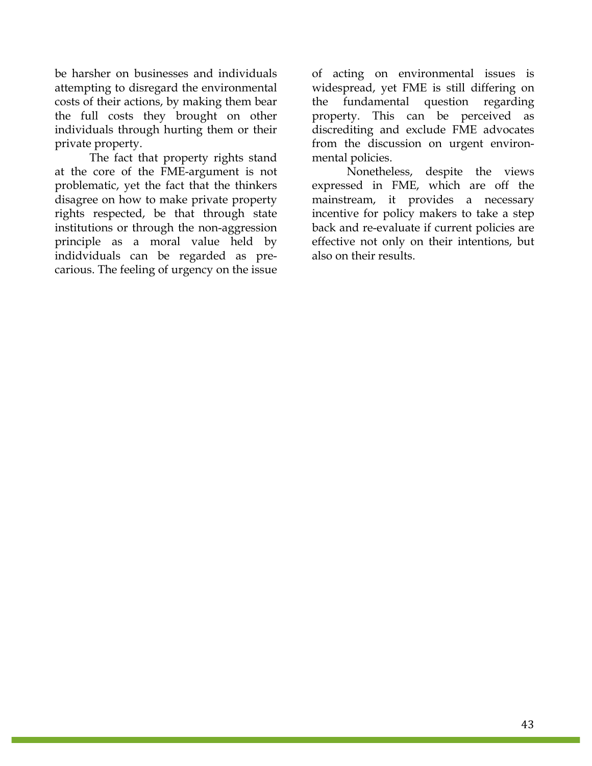be harsher on businesses and individuals attempting to disregard the environmental costs of their actions, by making them bear the full costs they brought on other individuals through hurting them or their private property.

The fact that property rights stand at the core of the FME-argument is not problematic, yet the fact that the thinkers disagree on how to make private property rights respected, be that through state institutions or through the non-aggression principle as a moral value held by indidviduals can be regarded as precarious. The feeling of urgency on the issue of acting on environmental issues is widespread, yet FME is still differing on the fundamental question regarding property. This can be perceived as discrediting and exclude FME advocates from the discussion on urgent environmental policies.

Nonetheless, despite the views expressed in FME, which are off the mainstream, it provides a necessary incentive for policy makers to take a step back and re-evaluate if current policies are effective not only on their intentions, but also on their results.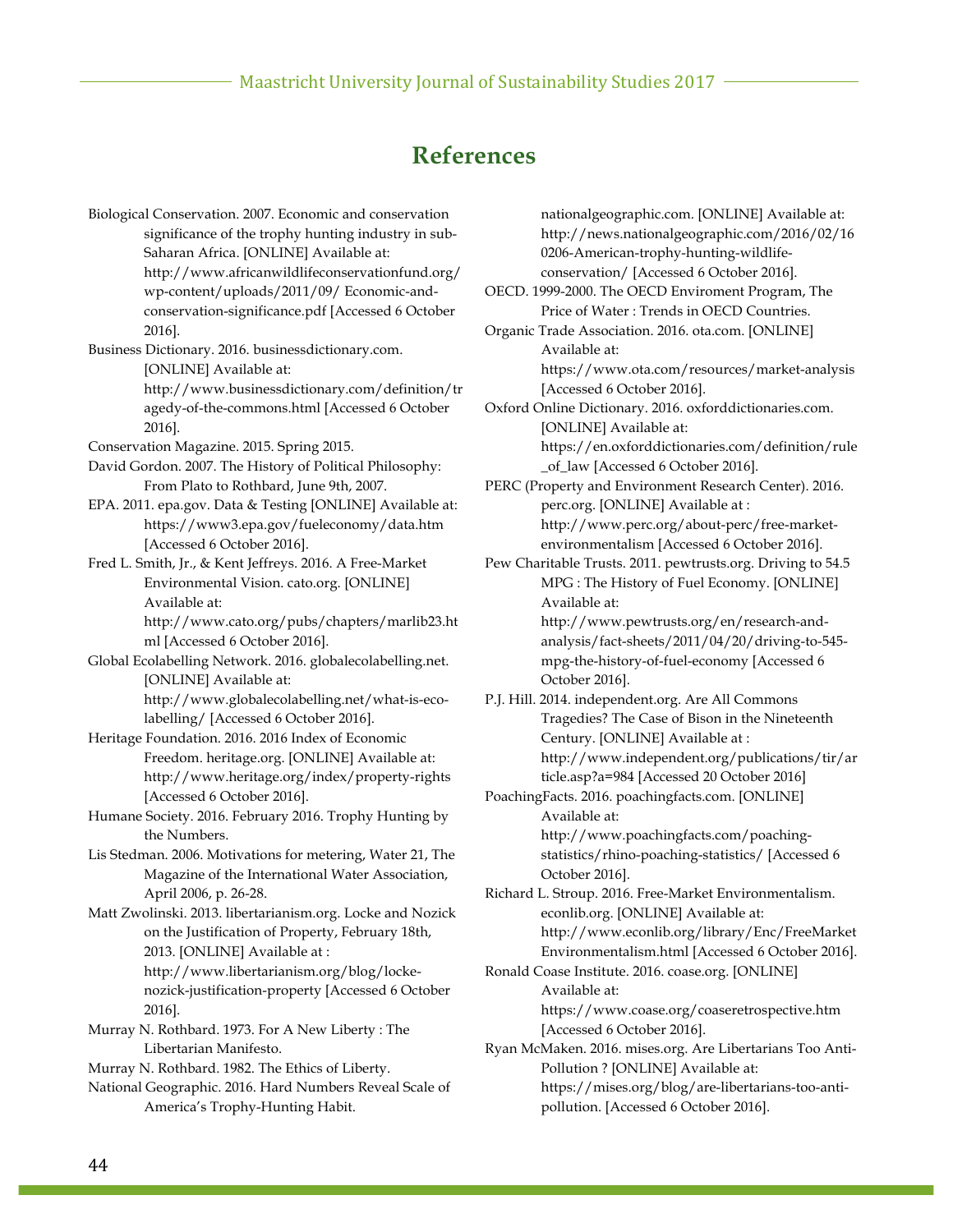# References

Biological Conservation. 2007. Economic and conservation significance of the trophy hunting industry in sub-Saharan Africa. [ONLINE] Available at: http://www.africanwildlifeconservationfund.org/wp-content/uploads/2011/09/ Economic-and-conservation-significance.pdf [Accessed 6 October 2016].

Business Dictionary. 2016. businessdictionary.com. [ONLINE] Available at: http://www.businessdictionary.com/definition/tragedy-of-the-commons.html [Accessed 6 October 2016].

Conservation Magazine. 2015. Spring 2015.

David Gordon. 2007. The History of Political Philosophy: From Plato to Rothbard, June 9th, 2007.

EPA. 2011. epa.gov. Data & Testing [ONLINE] Available at: https://www3.epa.gov/fueleconomy/data.htm [Accessed 6 October 2016].

Fred L. Smith, Jr., & Kent Jeffreys. 2016. A Free-Market Environmental Vision. cato.org. [ONLINE] Available at: http://www.cato.org/pubs/chapters/marlib23.html [Accessed 6 October 2016].

Global Ecolabelling Network. 2016. globalecolabelling.net. [ONLINE] Available at: http://www.globalecolabelling.net/what-is-eco-labelling/ [Accessed 6 October 2016].

Heritage Foundation. 2016. 2016 Index of Economic Freedom. heritage.org. [ONLINE] Available at: http://www.heritage.org/index/property-rights [Accessed 6 October 2016].

Humane Society. 2016. February 2016. Trophy Hunting by the Numbers.

Lis Stedman. 2006. Motivations for metering, Water 21, The Magazine of the International Water Association, April 2006, p. 26-28.

Matt Zwolinski. 2013. libertarianism.org. Locke and Nozick on the Justification of Property, February 18th, 2013. [ONLINE] Available at : http://www.libertarianism.org/blog/locke-nozick-justification-property [Accessed 6 October 2016].

Murray N. Rothbard. 1973. For A New Liberty : The Libertarian Manifesto.

Murray N. Rothbard. 1982. The Ethics of Liberty.

National Geographic. 2016. Hard Numbers Reveal Scale of America's Trophy-Hunting Habit. nationalgeographic.com. [ONLINE] Available at: http://news.nationalgeographic.com/2016/02/160206-American-trophy-hunting-wildlife-conservation/ [Accessed 6 October 2016].

OECD. 1999-2000. The OECD Enviroment Program, The Price of Water : Trends in OECD Countries.

Organic Trade Association. 2016. ota.com. [ONLINE] Available at: https://www.ota.com/resources/market-analysis [Accessed 6 October 2016].

Oxford Online Dictionary. 2016. oxforddictionaries.com. [ONLINE] Available at: https://en.oxforddictionaries.com/definition/rule_of_law [Accessed 6 October 2016].

PERC (Property and Environment Research Center). 2016. perc.org. [ONLINE] Available at : http://www.perc.org/about-perc/free-market-environmentalism [Accessed 6 October 2016].

Pew Charitable Trusts. 2011. pewtrusts.org. Driving to 54.5 MPG : The History of Fuel Economy. [ONLINE] Available at: http://www.pewtrusts.org/en/research-and-analysis/fact-sheets/2011/04/20/driving-to-545-mpg-the-history-of-fuel-economy [Accessed 6 October 2016].

P.J. Hill. 2014. independent.org. Are All Commons Tragedies? The Case of Bison in the Nineteenth Century. [ONLINE] Available at : http://www.independent.org/publications/tir/article.asp?a=984 [Accessed 20 October 2016]

PoachingFacts. 2016. poachingfacts.com. [ONLINE] Available at: http://www.poachingfacts.com/poaching-statistics/rhino-poaching-statistics/ [Accessed 6 October 2016].

Richard L. Stroup. 2016. Free-Market Environmentalism. econlib.org. [ONLINE] Available at: http://www.econlib.org/library/Enc/FreeMarketEnvironmentalism.html [Accessed 6 October 2016].

Ronald Coase Institute. 2016. coase.org. [ONLINE] Available at: https://www.coase.org/coaseretrospective.htm [Accessed 6 October 2016].

Ryan McMaken. 2016. mises.org. Are Libertarians Too Anti-Pollution ? [ONLINE] Available at: https://mises.org/blog/are-libertarians-too-anti-pollution. [Accessed 6 October 2016].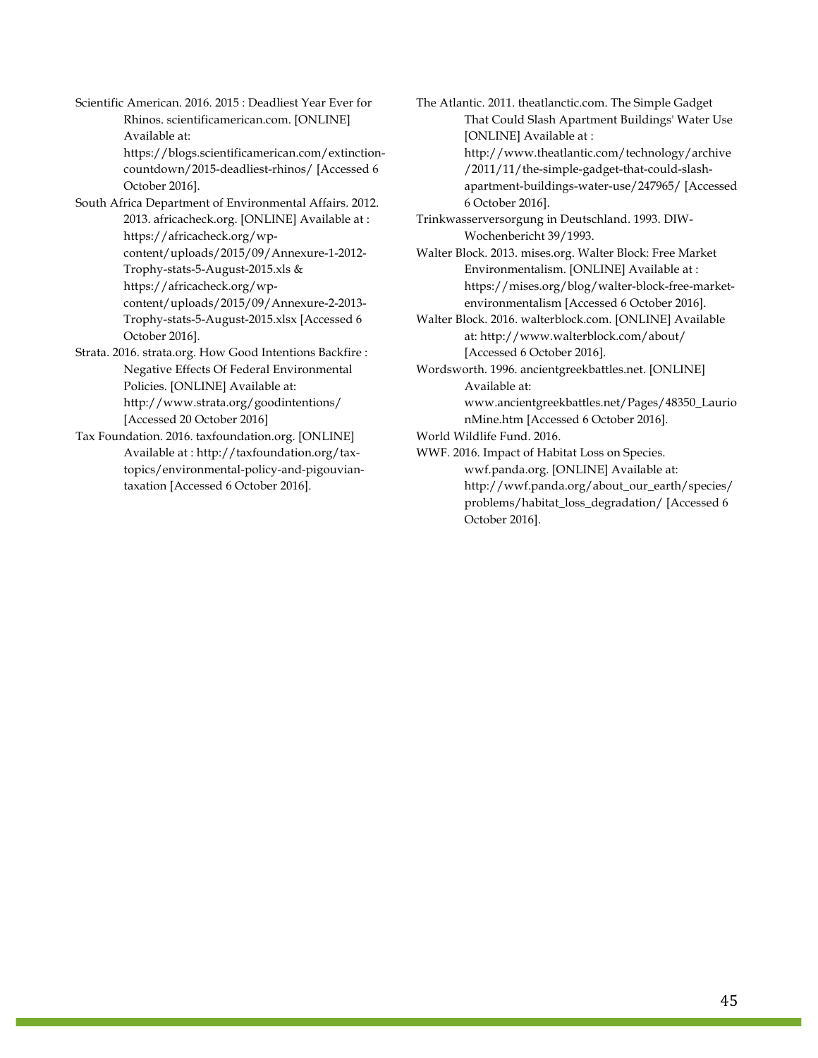Scientific American. 2016. 2015 : Deadliest Year Ever for Rhinos. scientificamerican.com. [ONLINE] Available at: https://blogs.scientificamerican.com/extinction-countdown/2015-deadliest-rhinos/ [Accessed 6 October 2016].

South Africa Department of Environmental Affairs. 2012. 2013. africacheck.org. [ONLINE] Available at : https://africacheck.org/wp-content/uploads/2015/09/Annexure-1-2012-Trophy-stats-5-August-2015.xls & https://africacheck.org/wp-content/uploads/2015/09/Annexure-2-2013-Trophy-stats-5-August-2015.xlsx [Accessed 6 October 2016].

Strata. 2016. strata.org. How Good Intentions Backfire : Negative Effects Of Federal Environmental Policies. [ONLINE] Available at: http://www.strata.org/goodintentions/ [Accessed 20 October 2016]

Tax Foundation. 2016. taxfoundation.org. [ONLINE] Available at : http://taxfoundation.org/tax-topics/environmental-policy-and-pigouvian-taxation [Accessed 6 October 2016].

The Atlantic. 2011. theatlanctic.com. The Simple Gadget That Could Slash Apartment Buildings' Water Use [ONLINE] Available at : http://www.theatlantic.com/technology/archive/2011/11/the-simple-gadget-that-could-slash-apartment-buildings-water-use/247965/ [Accessed 6 October 2016].

Trinkwasserversorgung in Deutschland. 1993. DIW-Wochenbericht 39/1993.

Walter Block. 2013. mises.org. Walter Block: Free Market Environmentalism. [ONLINE] Available at : https://mises.org/blog/walter-block-free-market-environmentalism [Accessed 6 October 2016].

Walter Block. 2016. walterblock.com. [ONLINE] Available at: http://www.walterblock.com/about/ [Accessed 6 October 2016].

Wordsworth. 1996. ancientgreekbattles.net. [ONLINE] Available at: www.ancientgreekbattles.net/Pages/48350_LaurionMine.htm [Accessed 6 October 2016].

World Wildlife Fund. 2016.

WWF. 2016. Impact of Habitat Loss on Species. wwf.panda.org. [ONLINE] Available at: http://wwf.panda.org/about_our_earth/species/problems/habitat_loss_degradation/ [Accessed 6 October 2016].